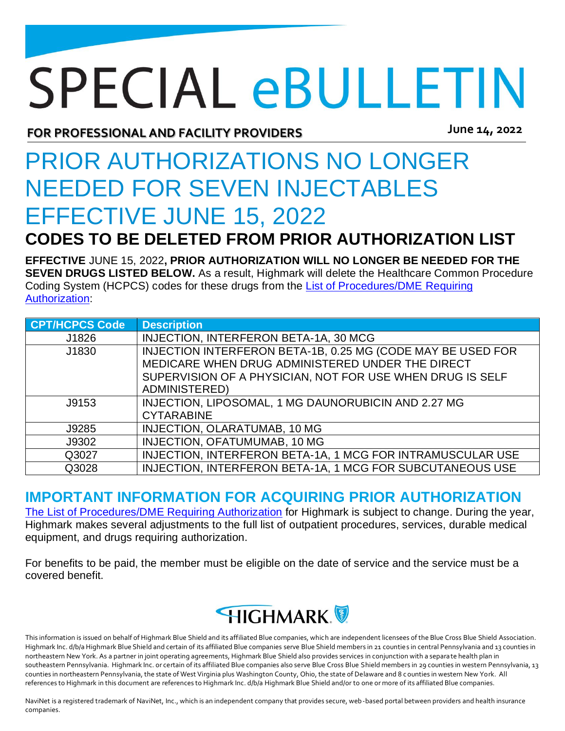# SPECIAL eBULLETIN

**FOR PROFESSIONAL AND FACILITY PROVIDERS**

**June 14, 2022**

# PRIOR AUTHORIZATIONS NO LONGER NEEDED FOR SEVEN INJECTABLES EFFECTIVE JUNE 15, 2022

## CODES TO BE DELETED FROM PRIOR AUTHORIZATION LIST

**EFFECTIVE** JUNE 15, 2022**, PRIOR AUTHORIZATION WILL NO LONGER BE NEEDED FOR THE SEVEN DRUGS LISTED BELOW.** As a result, Highmark will delete the Healthcare Common Procedure Coding System (HCPCS) codes for these drugs from the List of Procedures/DME Requiring Authorization:

| CPT/HCPCS Code | Description |
| --- | --- |
| J1826 | INJECTION, INTERFERON BETA-1A, 30 MCG |
| J1830 | INJECTION INTERFERON BETA-1B, 0.25 MG (CODE MAY BE USED FOR MEDICARE WHEN DRUG ADMINISTERED UNDER THE DIRECT SUPERVISION OF A PHYSICIAN, NOT FOR USE WHEN DRUG IS SELF ADMINISTERED) |
| J9153 | INJECTION, LIPOSOMAL, 1 MG DAUNORUBICIN AND 2.27 MG CYTARABINE |
| J9285 | INJECTION, OLARATUMAB, 10 MG |
| J9302 | INJECTION, OFATUMUMAB, 10 MG |
| Q3027 | INJECTION, INTERFERON BETA-1A, 1 MCG FOR INTRAMUSCULAR USE |
| Q3028 | INJECTION, INTERFERON BETA-1A, 1 MCG FOR SUBCUTANEOUS USE |

## IMPORTANT INFORMATION FOR ACQUIRING PRIOR AUTHORIZATION

The List of Procedures/DME Requiring Authorization for Highmark is subject to change. During the year, Highmark makes several adjustments to the full list of outpatient procedures, services, durable medical equipment, and drugs requiring authorization.

For benefits to be paid, the member must be eligible on the date of service and the service must be a covered benefit.

HIGHMARK

This information is issued on behalf of Highmark Blue Shield and its affiliated Blue companies, which are independent licensees of the Blue Cross Blue Shield Association. Highmark Inc. d/b/a Highmark Blue Shield and certain of its affiliated Blue companies serve Blue Shield members in 21 counties in central Pennsylvania and 13 counties in northeastern New York. As a partner in joint operating agreements, Highmark Blue Shield also provides services in conjunction with a separate health plan in southeastern Pennsylvania. Highmark Inc. or certain of its affiliated Blue companies also serve Blue Cross Blue Shield members in 29 counties in western Pennsylvania, 13 counties in northeastern Pennsylvania, the state of West Virginia plus Washington County, Ohio, the state of Delaware and 8 counties in western New York. All references to Highmark in this document are references to Highmark Inc. d/b/a Highmark Blue Shield and/or to one or more of its affiliated Blue companies.

NaviNet is a registered trademark of NaviNet, Inc., which is an independent company that provides secure, web-based portal between providers and health insurance companies.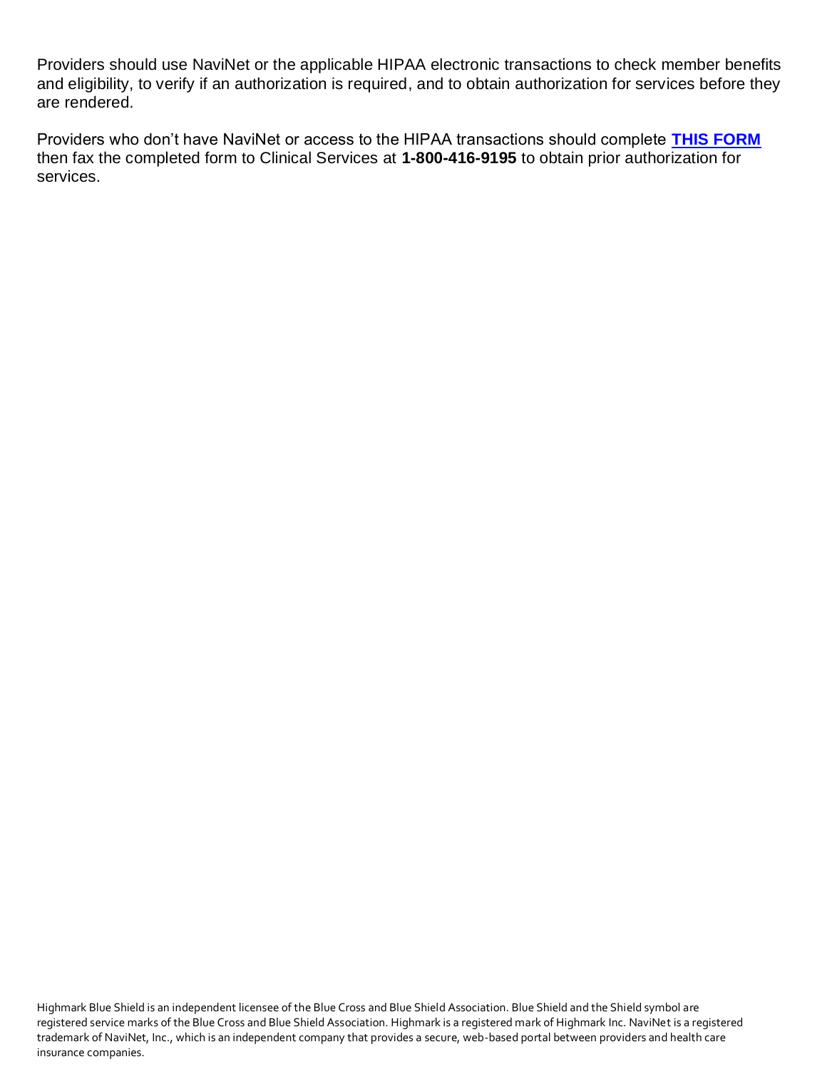Providers should use NaviNet or the applicable HIPAA electronic transactions to check member benefits and eligibility, to verify if an authorization is required, and to obtain authorization for services before they are rendered.

Providers who don't have NaviNet or access to the HIPAA transactions should complete **THIS FORM** then fax the completed form to Clinical Services at **1-800-416-9195** to obtain prior authorization for services.

Highmark Blue Shield is an independent licensee of the Blue Cross and Blue Shield Association. Blue Shield and the Shield symbol are registered service marks of the Blue Cross and Blue Shield Association. Highmark is a registered mark of Highmark Inc. NaviNet is a registered trademark of NaviNet, Inc., which is an independent company that provides a secure, web-based portal between providers and health care insurance companies.